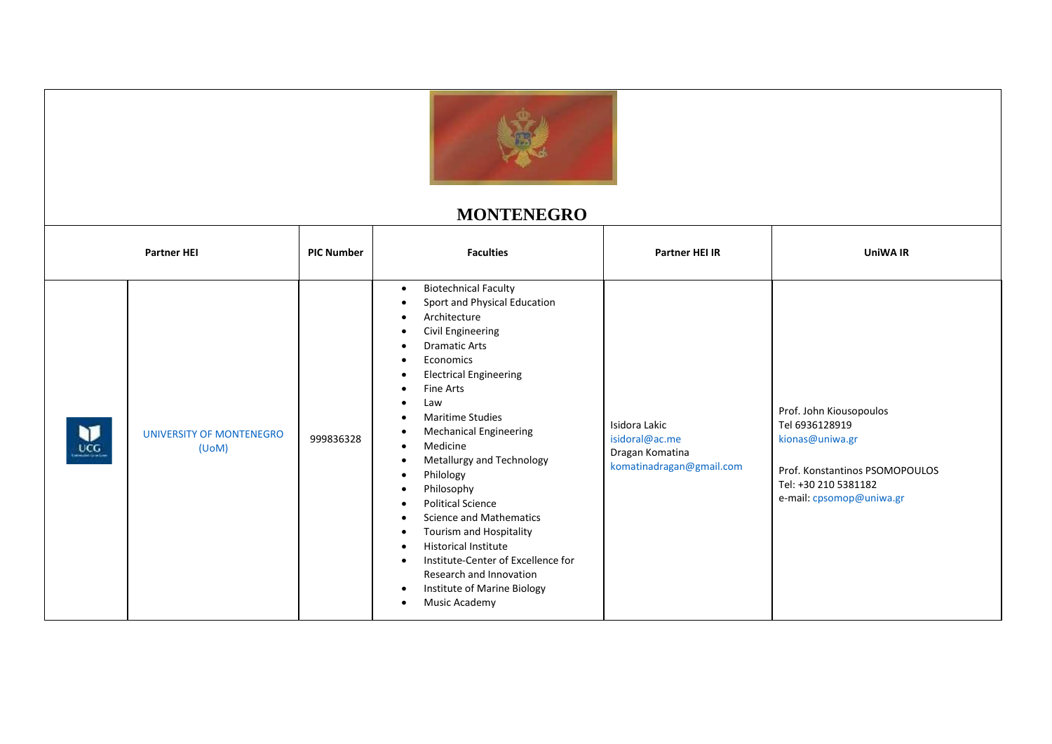# MONTENEGRO

| Partner HEI | | PIC Number | Faculties | Partner HEI IR | UniWA IR |
|---|---|---|---|---|---|
| UCG | UNIVERSITY OF MONTENEGRO (UoM) | 999836328 | • Biotechnical Faculty<br>• Sport and Physical Education<br>• Architecture<br>• Civil Engineering<br>• Dramatic Arts<br>• Economics<br>• Electrical Engineering<br>• Fine Arts<br>• Law<br>• Maritime Studies<br>• Mechanical Engineering<br>• Medicine<br>• Metallurgy and Technology<br>• Philology<br>• Philosophy<br>• Political Science<br>• Science and Mathematics<br>• Tourism and Hospitality<br>• Historical Institute<br>• Institute-Center of Excellence for Research and Innovation<br>• Institute of Marine Biology<br>• Music Academy | Isidora Lakic<br>isidoral@ac.me<br>Dragan Komatina<br>komatinadragan@gmail.com | Prof. John Kiousopoulos<br>Tel 6936128919<br>kionas@uniwa.gr<br><br>Prof. Konstantinos PSOMOPOULOS<br>Tel: +30 210 5381182<br>e-mail: cpsomop@uniwa.gr |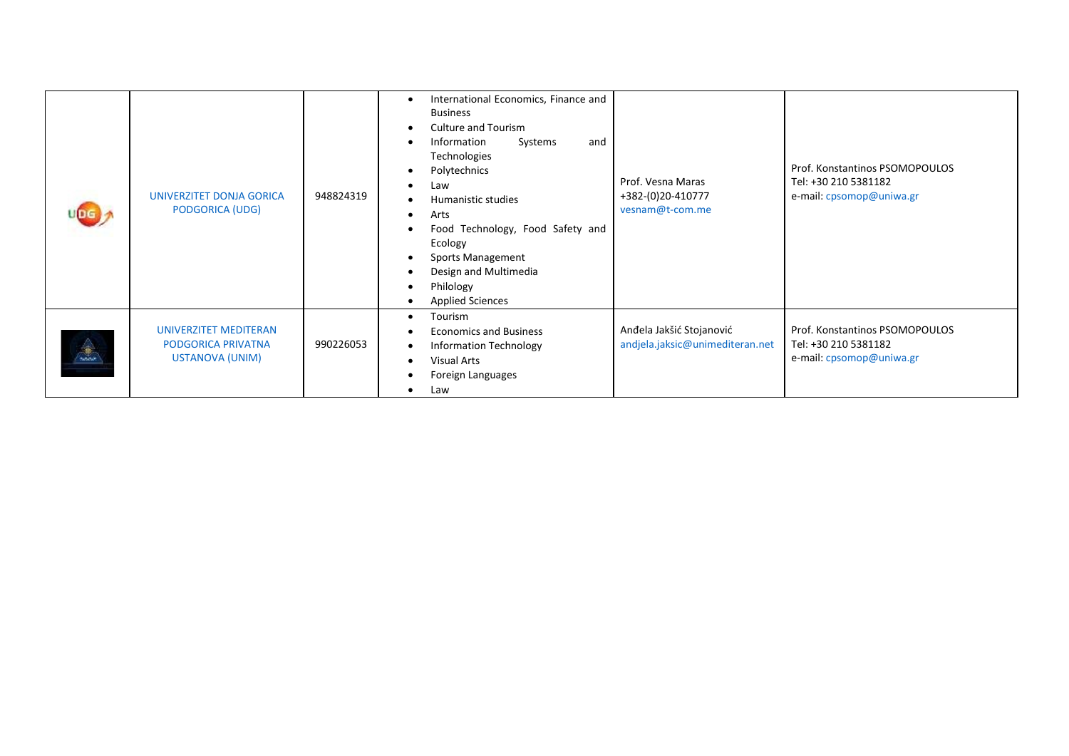| | | | | | |
|---|---|---|---|---|---|
| | UNIVERZITET DONJA GORICA PODGORICA (UDG) | 948824319 | • International Economics, Finance and Business<br>• Culture and Tourism<br>• Information Systems and Technologies<br>• Polytechnics<br>• Law<br>• Humanistic studies<br>• Arts<br>• Food Technology, Food Safety and Ecology<br>• Sports Management<br>• Design and Multimedia<br>• Philology<br>• Applied Sciences | Prof. Vesna Maras<br>+382-(0)20-410777<br>vesnam@t-com.me | Prof. Konstantinos PSOMOPOULOS<br>Tel: +30 210 5381182<br>e-mail: cpsomop@uniwa.gr |
| | UNIVERZITET MEDITERAN PODGORICA PRIVATNA USTANOVA (UNIM) | 990226053 | • Tourism<br>• Economics and Business<br>• Information Technology<br>• Visual Arts<br>• Foreign Languages<br>• Law | Anđela Jakšić Stojanović<br>andjela.jaksic@unimediteran.net | Prof. Konstantinos PSOMOPOULOS<br>Tel: +30 210 5381182<br>e-mail: cpsomop@uniwa.gr |